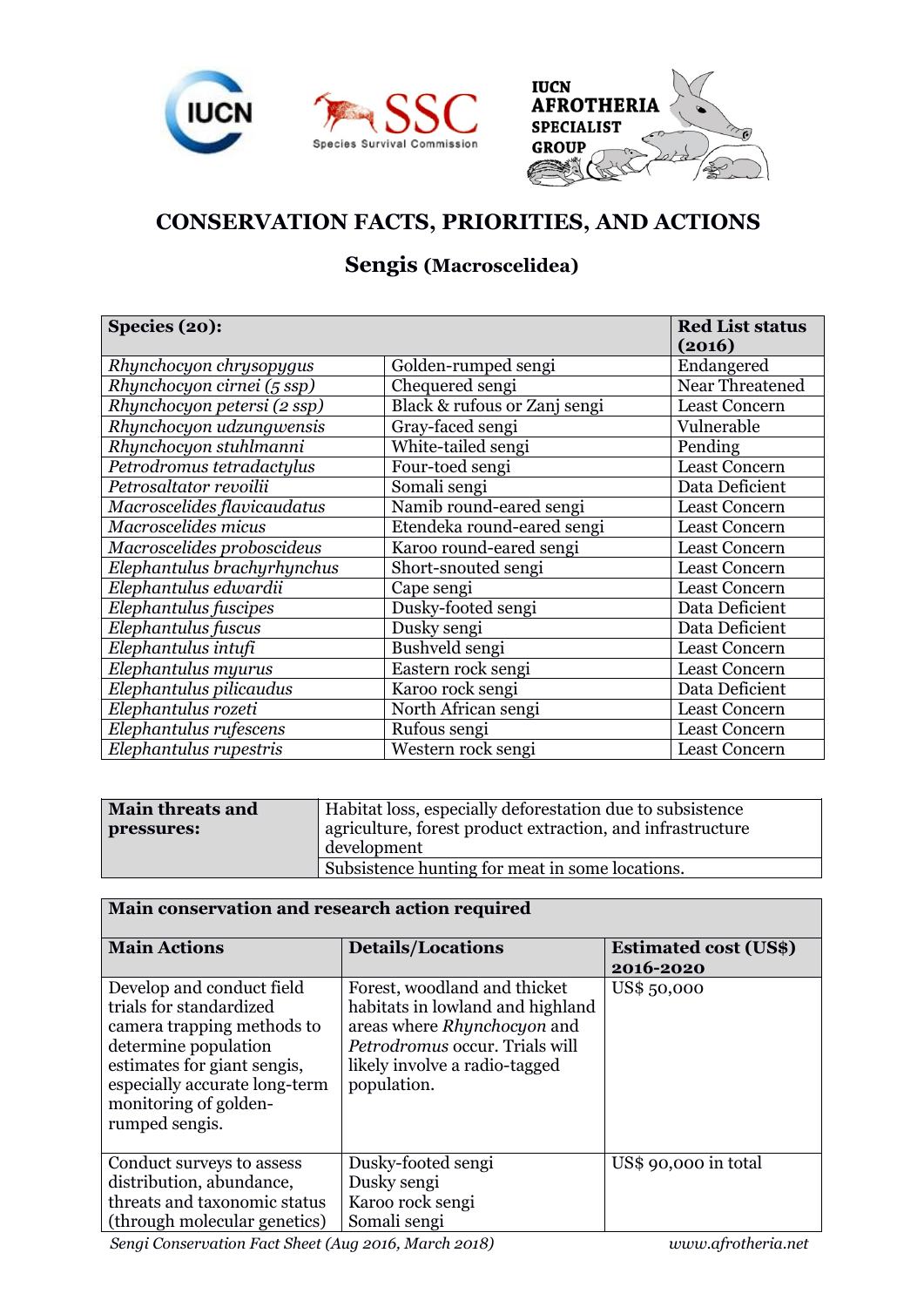# CONSERVATION FACTS, PRIORITIES, AND ACTIONS

## Sengis (Macroscelidea)

| **Species (20):** | | **Red List status (2016)** |
|---|---|---|
| *Rhynchocyon chrysopygus* | Golden-rumped sengi | Endangered |
| *Rhynchocyon cirnei (5 ssp)* | Chequered sengi | Near Threatened |
| *Rhynchocyon petersi (2 ssp)* | Black & rufous or Zanj sengi | Least Concern |
| *Rhynchocyon udzungwensis* | Gray-faced sengi | Vulnerable |
| *Rhynchocyon stuhlmanni* | White-tailed sengi | Pending |
| *Petrodromus tetradactylus* | Four-toed sengi | Least Concern |
| *Petrosaltator revoilii* | Somali sengi | Data Deficient |
| *Macroscelides flavicaudatus* | Namib round-eared sengi | Least Concern |
| *Macroscelides micus* | Etendeka round-eared sengi | Least Concern |
| *Macroscelides proboscideus* | Karoo round-eared sengi | Least Concern |
| *Elephantulus brachyrhynchus* | Short-snouted sengi | Least Concern |
| *Elephantulus edwardii* | Cape sengi | Least Concern |
| *Elephantulus fuscipes* | Dusky-footed sengi | Data Deficient |
| *Elephantulus fuscus* | Dusky sengi | Data Deficient |
| *Elephantulus intufi* | Bushveld sengi | Least Concern |
| *Elephantulus myurus* | Eastern rock sengi | Least Concern |
| *Elephantulus pilicaudus* | Karoo rock sengi | Data Deficient |
| *Elephantulus rozeti* | North African sengi | Least Concern |
| *Elephantulus rufescens* | Rufous sengi | Least Concern |
| *Elephantulus rupestris* | Western rock sengi | Least Concern |

| **Main threats and pressures:** | Habitat loss, especially deforestation due to subsistence agriculture, forest product extraction, and infrastructure development |
|---|---|
| | Subsistence hunting for meat in some locations. |

| **Main conservation and research action required** | | |
|---|---|---|
| **Main Actions** | **Details/Locations** | **Estimated cost (US$) 2016-2020** |
| Develop and conduct field trials for standardized camera trapping methods to determine population estimates for giant sengis, especially accurate long-term monitoring of golden-rumped sengis. | Forest, woodland and thicket habitats in lowland and highland areas where *Rhynchocyon* and *Petrodromus* occur. Trials will likely involve a radio-tagged population. | US$ 50,000 |
| Conduct surveys to assess distribution, abundance, threats and taxonomic status (through molecular genetics) | Dusky-footed sengi<br>Dusky sengi<br>Karoo rock sengi<br>Somali sengi | US$ 90,000 in total |

*Sengi Conservation Fact Sheet (Aug 2016, March 2018)* *www.afrotheria.net*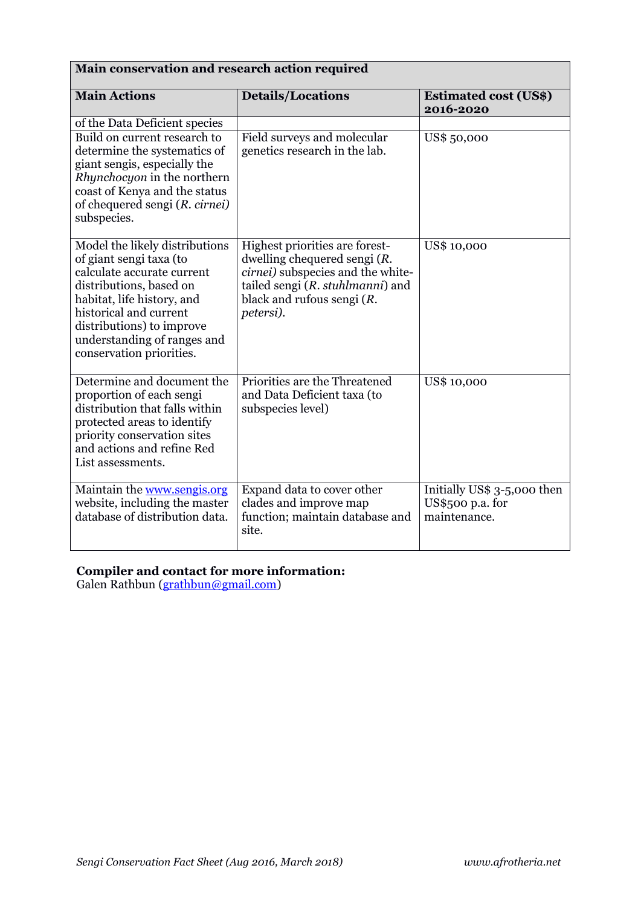| Main conservation and research action required | | |
|---|---|---|
| **Main Actions** | **Details/Locations** | **Estimated cost (US$) 2016-2020** |
| of the Data Deficient species | | |
| Build on current research to determine the systematics of giant sengis, especially the *Rhynchocyon* in the northern coast of Kenya and the status of chequered sengi (*R. cirnei)* subspecies. | Field surveys and molecular genetics research in the lab. | US$ 50,000 |
| Model the likely distributions of giant sengi taxa (to calculate accurate current distributions, based on habitat, life history, and historical and current distributions) to improve understanding of ranges and conservation priorities. | Highest priorities are forest-dwelling chequered sengi (*R. cirnei)* subspecies and the white-tailed sengi (*R. stuhlmanni*) and black and rufous sengi (*R. petersi)*. | US$ 10,000 |
| Determine and document the proportion of each sengi distribution that falls within protected areas to identify priority conservation sites and actions and refine Red List assessments. | Priorities are the Threatened and Data Deficient taxa (to subspecies level) | US$ 10,000 |
| Maintain the [www.sengis.org](http://www.sengis.org) website, including the master database of distribution data. | Expand data to cover other clades and improve map function; maintain database and site. | Initially US$ 3-5,000 then US$500 p.a. for maintenance. |

**Compiler and contact for more information:**
Galen Rathbun ([grathbun@gmail.com](mailto:grathbun@gmail.com))